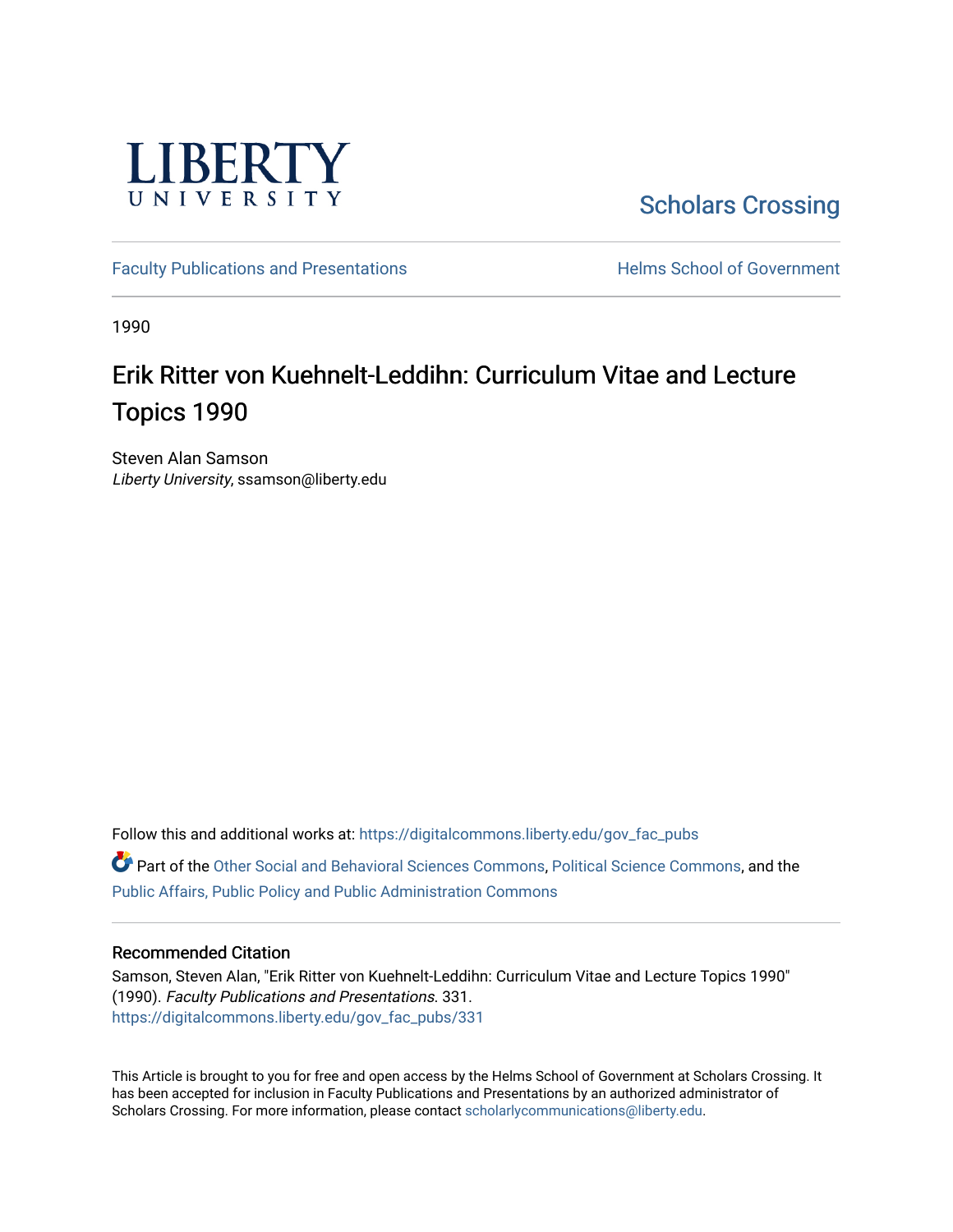LIBERTY UNIVERSITY

Scholars Crossing

Faculty Publications and Presentations

Helms School of Government

1990

# Erik Ritter von Kuehnelt-Leddihn: Curriculum Vitae and Lecture Topics 1990

Steven Alan Samson
*Liberty University*, ssamson@liberty.edu

Follow this and additional works at: https://digitalcommons.liberty.edu/gov_fac_pubs

Part of the Other Social and Behavioral Sciences Commons, Political Science Commons, and the Public Affairs, Public Policy and Public Administration Commons

## Recommended Citation

Samson, Steven Alan, "Erik Ritter von Kuehnelt-Leddihn: Curriculum Vitae and Lecture Topics 1990" (1990). *Faculty Publications and Presentations*. 331.
https://digitalcommons.liberty.edu/gov_fac_pubs/331

This Article is brought to you for free and open access by the Helms School of Government at Scholars Crossing. It has been accepted for inclusion in Faculty Publications and Presentations by an authorized administrator of Scholars Crossing. For more information, please contact scholarlycommunications@liberty.edu.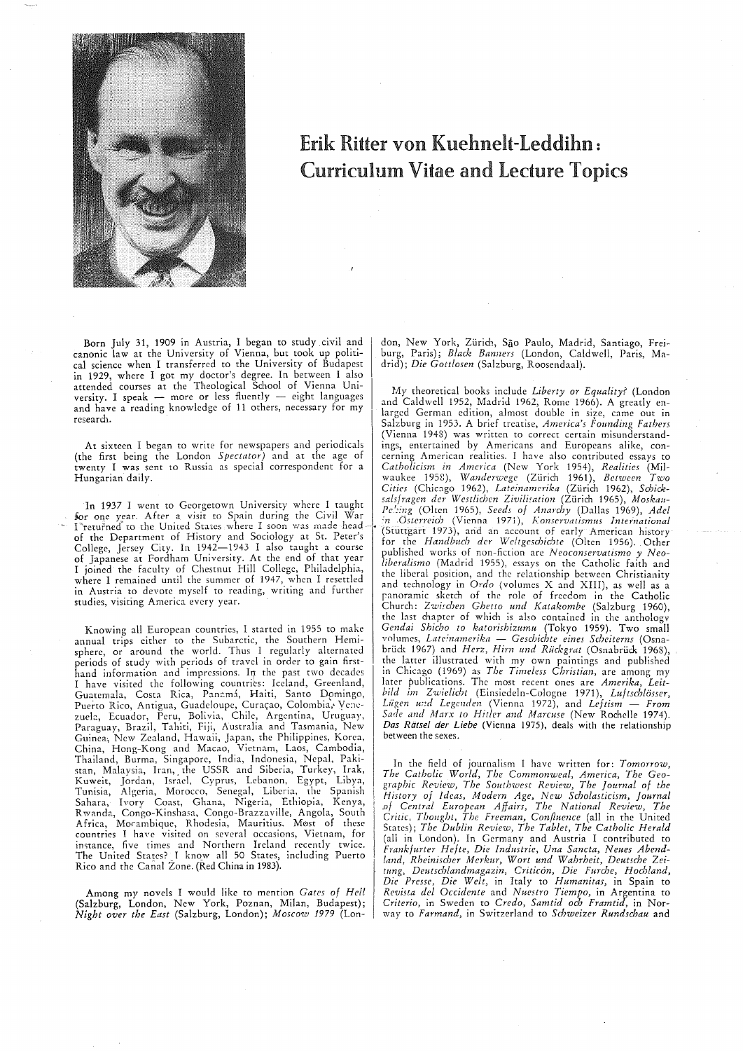# Erik Ritter von Kuehnelt-Leddihn: Curriculum Vitae and Lecture Topics

Born July 31, 1909 in Austria, I began to study civil and canonic law at the University of Vienna, but took up political science when I transferred to the University of Budapest in 1929, where I got my doctor's degree. In between I also attended courses at the Theological School of Vienna University. I speak — more or less fluently — eight languages and have a reading knowledge of 11 others, necessary for my research.

At sixteen I began to write for newspapers and periodicals (the first being the London *Spectator*) and at the age of twenty I was sent to Russia as special correspondent for a Hungarian daily.

In 1937 I went to Georgetown University where I taught for one year. After a visit to Spain during the Civil War I returned to the United States where I soon was made head of the Department of History and Sociology at St. Peter's College, Jersey City. In 1942—1943 I also taught a course of Japanese at Fordham University. At the end of that year I joined the faculty of Chestnut Hill College, Philadelphia, where I remained until the summer of 1947, when I resettled in Austria to devote myself to reading, writing and further studies, visiting America every year.

Knowing all European countries, I started in 1955 to make annual trips either to the Subarctic, the Southern Hemisphere, or around the world. Thus I regularly alternated periods of study with periods of travel in order to gain first-hand information and impressions. In the past two decades I have visited the following countries: Iceland, Greenland, Guatemala, Costa Rica, Panamá, Haiti, Santo Domingo, Puerto Rico, Antigua, Guadeloupe, Curaçao, Colombia, Venezuela, Ecuador, Peru, Bolivia, Chile, Argentina, Uruguay, Paraguay, Brazil, Tahiti, Fiji, Australia and Tasmania, New Guinea, New Zealand, Hawaii, Japan, the Philippines, Korea, China, Hong-Kong and Macao, Vietnam, Laos, Cambodia, Thailand, Burma, Singapore, India, Indonesia, Nepal, Pakistan, Malaysia, Iran, the USSR and Siberia, Turkey, Irak, Kuweit, Jordan, Israel, Cyprus, Lebanon, Egypt, Libya, Tunisia, Algeria, Morocco, Senegal, Liberia, the Spanish Sahara, Ivory Coast, Ghana, Nigeria, Ethiopia, Kenya, Rwanda, Congo-Kinshasa, Congo-Brazzaville, Angola, South Africa, Moçambique, Rhodesia, Mauritius. Most of these countries I have visited on several occasions, Vietnam, for instance, five times and Northern Ireland recently twice. The United States? I know all 50 States, including Puerto Rico and the Canal Zone. (Red China in 1983).

Among my novels I would like to mention *Gates of Hell* (Salzburg, London, New York, Poznan, Milan, Budapest); *Night over the East* (Salzburg, London); *Moscow 1979* (London, New York, Zürich, São Paulo, Madrid, Santiago, Freiburg, Paris); *Black Banners* (London, Caldwell, Paris, Madrid); *Die Gottlosen* (Salzburg, Roosendaal).

My theoretical books include *Liberty or Equality?* (London and Caldwell 1952, Madrid 1962, Rome 1966). A greatly enlarged German edition, almost double in size, came out in Salzburg in 1953. A brief treatise, *America's Founding Fathers* (Vienna 1948) was written to correct certain misunderstandings, entertained by Americans and Europeans alike, concerning American realities. I have also contributed essays to *Catholicism in America* (New York 1954), *Realities* (Milwaukee 1958), *Wanderwege* (Zürich 1961), *Between Two Cities* (Chicago 1962), *Lateinamerika* (Zürich 1962), *Schicksalsfragen der Westlichen Zivilisation* (Zürich 1965), *Moskau-Peking* (Olten 1965), *Seeds of Anarchy* (Dallas 1969), *Adel in Österreich* (Vienna 1971), *Konservatismus International* (Stuttgart 1973), and an account of early American history for the *Handbuch der Weltgeschichte* (Olten 1956). Other published works of non-fiction are *Neoconservatismo y Neoliberalismo* (Madrid 1955), essays on the Catholic faith and the liberal position, and the relationship between Christianity and technology in *Ordo* (volumes X and XIII), as well as a panoramic sketch of the role of freedom in the Catholic Church: *Zwischen Ghetto und Katakombe* (Salzburg 1960), the last chapter of which is also contained in the anthology *Gendai Shicho to katorishizumu* (Tokyo 1959). Two small volumes, *Lateinamerika — Geschichte eines Scheiterns* (Osnabrück 1967) and *Herz, Hirn und Rückgrat* (Osnabrück 1968), the latter illustrated with my own paintings and published in Chicago (1969) as *The Timeless Christian*, are among my later publications. The most recent ones are *Amerika, Leitbild im Zwielicht* (Einsiedeln-Cologne 1971), *Luftschlösser, Lügen und Legenden* (Vienna 1972), and *Leftism — From Sade and Marx to Hitler and Marcuse* (New Rochelle 1974). ***Das Rätsel der Liebe*** **(Vienna 1975)**, deals with the relationship between the sexes.

In the field of journalism I have written for: *Tomorrow*, *The Catholic World*, *The Commonweal*, *America*, *The Geographic Review*, *The Southwest Review*, *The Journal of the History of Ideas*, *Modern Age*, *New Scholasticism*, *Journal of Central European Affairs*, *The National Review*, *The Critic*, *Thought*, *The Freeman*, *Confluence* (all in the United States); *The Dublin Review*, *The Tablet*, *The Catholic Herald* (all in London). In Germany and Austria I contributed to *Frankfurter Hefte*, *Die Industrie*, *Una Sancta*, *Neues Abendland*, *Rheinischer Merkur*, *Wort und Wahrheit*, *Deutsche Zeitung*, *Deutschlandmagazin*, *Criticón*, *Die Furche*, *Hochland*, *Die Presse*, *Die Welt*, in Italy to *Humanitas*, in Spain to *Revista del Occidente* and *Nuestro Tiempo*, in Argentina to *Criterio*, in Sweden to *Credo*, *Samtid och Framtid*, in Norway to *Farmand*, in Switzerland to *Schweizer Rundschau* and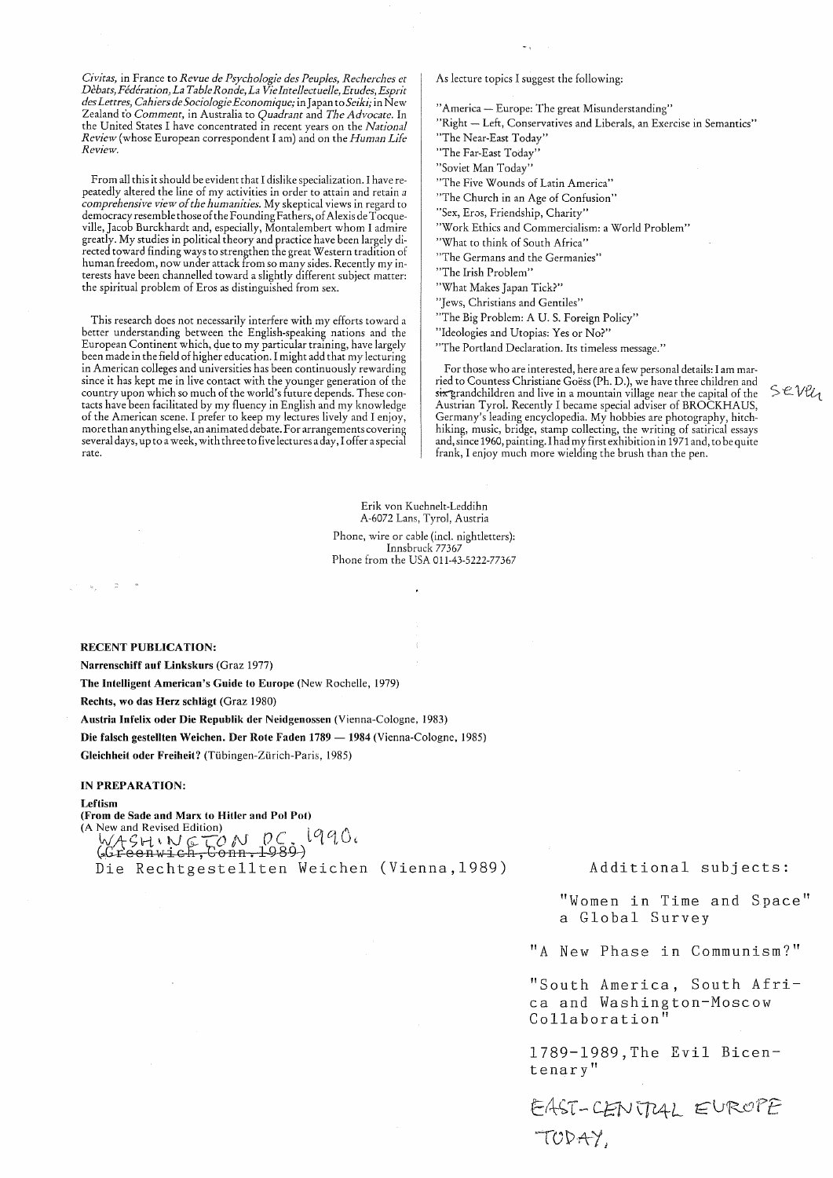*Civitas,* in France to *Revue de Psychologie des Peuples, Recherches et Débats, Fédération, La Table Ronde, La Vie Intellectuelle, Etudes, Esprit des Lettres, Cahiers de Sociologie Economique;* in Japan to *Seiki;* in New Zealand to *Comment,* in Australia to *Quadrant* and *The Advocate.* In the United States I have concentrated in recent years on the *National Review* (whose European correspondent I am) and on the *Human Life Review.*

From all this it should be evident that I dislike specialization. I have repeatedly altered the line of my activities in order to attain and retain *a comprehensive view of the humanities.* My skeptical views in regard to democracy resemble those of the Founding Fathers, of Alexis de Tocqueville, Jacob Burckhardt and, especially, Montalembert whom I admire greatly. My studies in political theory and practice have been largely directed toward finding ways to strengthen the great Western tradition of human freedom, now under attack from so many sides. Recently my interests have been channelled toward a slightly different subject matter: the spiritual problem of Eros as distinguished from sex.

This research does not necessarily interfere with my efforts toward a better understanding between the English-speaking nations and the European Continent which, due to my particular training, have largely been made in the field of higher education. I might add that my lecturing in American colleges and universities has been continuously rewarding since it has kept me in live contact with the younger generation of the country upon which so much of the world's future depends. These contacts have been facilitated by my fluency in English and my knowledge of the American scene. I prefer to keep my lectures lively and I enjoy, more than anything else, an animated debate. For arrangements covering several days, up to a week, with three to five lectures a day, I offer a special rate.

As lecture topics I suggest the following:

"America — Europe: The great Misunderstanding"
"Right — Left, Conservatives and Liberals, an Exercise in Semantics"
"The Near-East Today"
"The Far-East Today"
"Soviet Man Today"
"The Five Wounds of Latin America"
"The Church in an Age of Confusion"
"Sex, Eros, Friendship, Charity"
"Work Ethics and Commercialism: a World Problem"
"What to think of South Africa"
"The Germans and the Germanies"
"The Irish Problem"
"What Makes Japan Tick?"
"Jews, Christians and Gentiles"
"The Big Problem: A U. S. Foreign Policy"
"Ideologies and Utopias: Yes or No?"
"The Portland Declaration. Its timeless message."

For those who are interested, here are a few personal details: I am married to Countess Christiane Goëss (Ph. D.), we have three children and ~~six~~ seven grandchildren and live in a mountain village near the capital of the Austrian Tyrol. Recently I became special adviser of BROCKHAUS, Germany's leading encyclopedia. My hobbies are photography, hitchhiking, music, bridge, stamp collecting, the writing of satirical essays and, since 1960, painting. I had my first exhibition in 1971 and, to be quite frank, I enjoy much more wielding the brush than the pen.

Erik von Kuehnelt-Leddihn
A-6072 Lans, Tyrol, Austria

Phone, wire or cable (incl. nightletters):
Innsbruck 77367
Phone from the USA 011-43-5222-77367

**RECENT PUBLICATION:**

**Narrenschiff auf Linkskurs** (Graz 1977)

**The Intelligent American's Guide to Europe** (New Rochelle, 1979)

**Rechts, wo das Herz schlägt** (Graz 1980)

**Austria Infelix oder Die Republik der Neidgenossen** (Vienna-Cologne, 1983)

**Die falsch gestellten Weichen. Der Rote Faden 1789 — 1984** (Vienna-Cologne, 1985)

**Gleichheit oder Freiheit?** (Tübingen-Zürich-Paris, 1985)

**IN PREPARATION:**

**Leftism**
**(From de Sade and Marx to Hitler and Pol Pot)**
(A New and Revised Edition)
WASHINGTON DC. 1990. ~~(Greenwich, Conn. 1989)~~

Die Rechtgestellten Weichen (Vienna, 1989)

Additional subjects:

"Women in Time and Space" a Global Survey

"A New Phase in Communism?"

"South America, South Africa and Washington-Moscow Collaboration"

1789-1989, The Evil Bicentenary"

EAST-CENTRAL EUROPE TODAY,